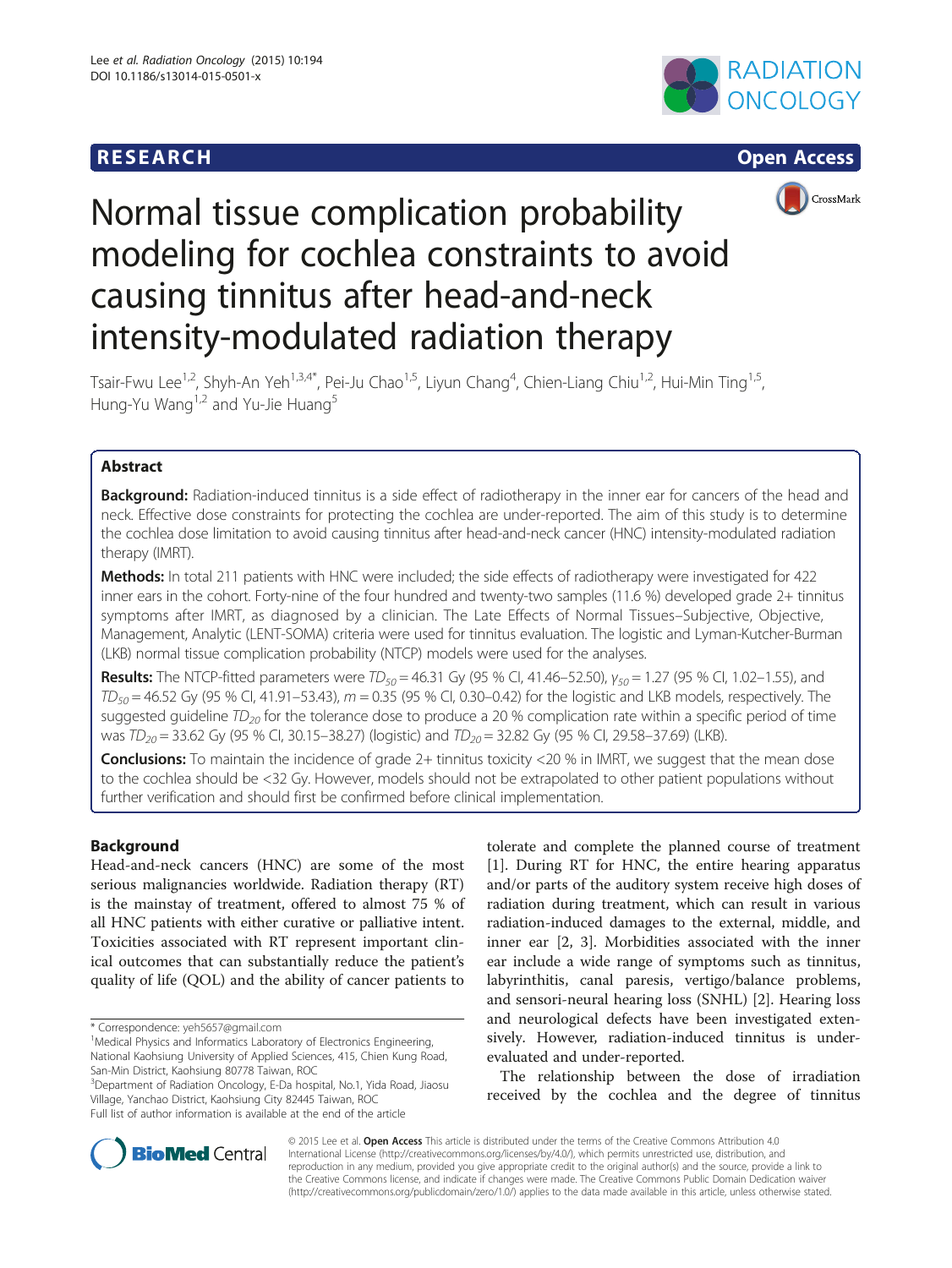RESEARCH Open Access

# Normal tissue complication probability modeling for cochlea constraints to avoid causing tinnitus after head-and-neck intensity-modulated radiation therapy

Tsair-Fwu Lee[1,2], Shyh-An Yeh[1,3,4*], Pei-Ju Chao[1,5], Liyun Chang[4], Chien-Liang Chiu[1,2], Hui-Min Ting[1,5], Hung-Yu Wang[1,2] and Yu-Jie Huang[5]

## Abstract

**Background:** Radiation-induced tinnitus is a side effect of radiotherapy in the inner ear for cancers of the head and neck. Effective dose constraints for protecting the cochlea are under-reported. The aim of this study is to determine the cochlea dose limitation to avoid causing tinnitus after head-and-neck cancer (HNC) intensity-modulated radiation therapy (IMRT).

**Methods:** In total 211 patients with HNC were included; the side effects of radiotherapy were investigated for 422 inner ears in the cohort. Forty-nine of the four hundred and twenty-two samples (11.6 %) developed grade 2+ tinnitus symptoms after IMRT, as diagnosed by a clinician. The Late Effects of Normal Tissues–Subjective, Objective, Management, Analytic (LENT-SOMA) criteria were used for tinnitus evaluation. The logistic and Lyman-Kutcher-Burman (LKB) normal tissue complication probability (NTCP) models were used for the analyses.

**Results:** The NTCP-fitted parameters were $TD_{50}$ = 46.31 Gy (95 % CI, 41.46–52.50), $\gamma_{50}$ = 1.27 (95 % CI, 1.02–1.55), and $TD_{50}$ = 46.52 Gy (95 % CI, 41.91–53.43), $m$ = 0.35 (95 % CI, 0.30–0.42) for the logistic and LKB models, respectively. The suggested guideline $TD_{20}$ for the tolerance dose to produce a 20 % complication rate within a specific period of time was $TD_{20}$ = 33.62 Gy (95 % CI, 30.15–38.27) (logistic) and $TD_{20}$ = 32.82 Gy (95 % CI, 29.58–37.69) (LKB).

**Conclusions:** To maintain the incidence of grade 2+ tinnitus toxicity <20 % in IMRT, we suggest that the mean dose to the cochlea should be <32 Gy. However, models should not be extrapolated to other patient populations without further verification and should first be confirmed before clinical implementation.

## Background

Head-and-neck cancers (HNC) are some of the most serious malignancies worldwide. Radiation therapy (RT) is the mainstay of treatment, offered to almost 75 % of all HNC patients with either curative or palliative intent. Toxicities associated with RT represent important clinical outcomes that can substantially reduce the patient's quality of life (QOL) and the ability of cancer patients to tolerate and complete the planned course of treatment [1]. During RT for HNC, the entire hearing apparatus and/or parts of the auditory system receive high doses of radiation during treatment, which can result in various radiation-induced damages to the external, middle, and inner ear [2, 3]. Morbidities associated with the inner ear include a wide range of symptoms such as tinnitus, labyrinthitis, canal paresis, vertigo/balance problems, and sensori-neural hearing loss (SNHL) [2]. Hearing loss and neurological defects have been investigated extensively. However, radiation-induced tinnitus is under-evaluated and under-reported.

The relationship between the dose of irradiation received by the cochlea and the degree of tinnitus

\* Correspondence: yeh5657@gmail.com
[1]Medical Physics and Informatics Laboratory of Electronics Engineering, National Kaohsiung University of Applied Sciences, 415, Chien Kung Road, San-Min District, Kaohsiung 80778 Taiwan, ROC
[3]Department of Radiation Oncology, E-Da hospital, No.1, Yida Road, Jiaosu Village, Yanchao District, Kaohsiung City 82445 Taiwan, ROC
Full list of author information is available at the end of the article

© 2015 Lee et al. **Open Access** This article is distributed under the terms of the Creative Commons Attribution 4.0 International License (http://creativecommons.org/licenses/by/4.0/), which permits unrestricted use, distribution, and reproduction in any medium, provided you give appropriate credit to the original author(s) and the source, provide a link to the Creative Commons license, and indicate if changes were made. The Creative Commons Public Domain Dedication waiver (http://creativecommons.org/publicdomain/zero/1.0/) applies to the data made available in this article, unless otherwise stated.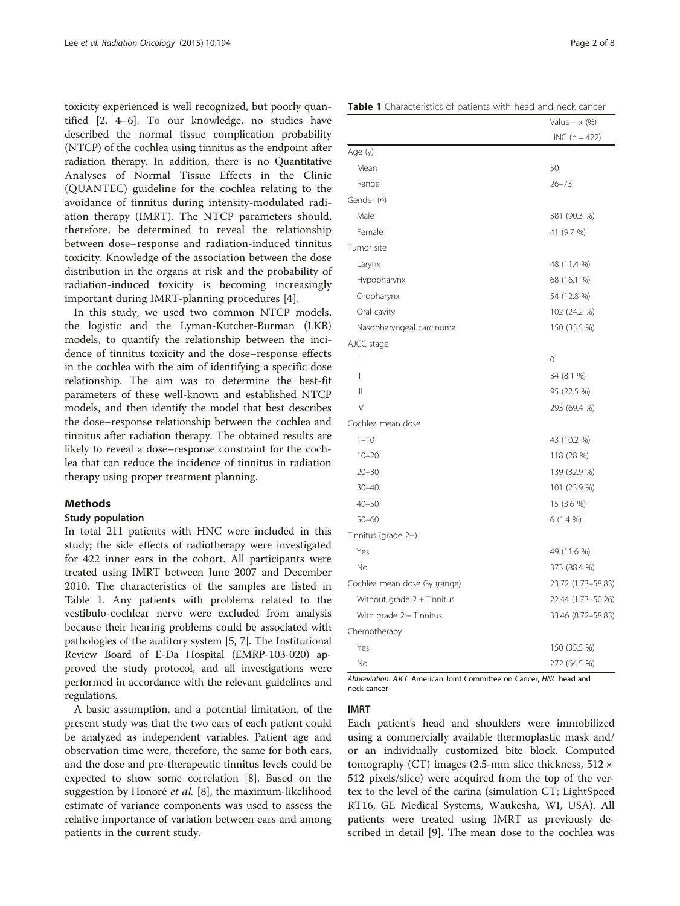toxicity experienced is well recognized, but poorly quantified [2, 4–6]. To our knowledge, no studies have described the normal tissue complication probability (NTCP) of the cochlea using tinnitus as the endpoint after radiation therapy. In addition, there is no Quantitative Analyses of Normal Tissue Effects in the Clinic (QUANTEC) guideline for the cochlea relating to the avoidance of tinnitus during intensity-modulated radiation therapy (IMRT). The NTCP parameters should, therefore, be determined to reveal the relationship between dose–response and radiation-induced tinnitus toxicity. Knowledge of the association between the dose distribution in the organs at risk and the probability of radiation-induced toxicity is becoming increasingly important during IMRT-planning procedures [4].

In this study, we used two common NTCP models, the logistic and the Lyman-Kutcher-Burman (LKB) models, to quantify the relationship between the incidence of tinnitus toxicity and the dose–response effects in the cochlea with the aim of identifying a specific dose relationship. The aim was to determine the best-fit parameters of these well-known and established NTCP models, and then identify the model that best describes the dose–response relationship between the cochlea and tinnitus after radiation therapy. The obtained results are likely to reveal a dose–response constraint for the cochlea that can reduce the incidence of tinnitus in radiation therapy using proper treatment planning.

## Methods

### Study population

In total 211 patients with HNC were included in this study; the side effects of radiotherapy were investigated for 422 inner ears in the cohort. All participants were treated using IMRT between June 2007 and December 2010. The characteristics of the samples are listed in Table 1. Any patients with problems related to the vestibulo-cochlear nerve were excluded from analysis because their hearing problems could be associated with pathologies of the auditory system [5, 7]. The Institutional Review Board of E-Da Hospital (EMRP-103-020) approved the study protocol, and all investigations were performed in accordance with the relevant guidelines and regulations.

A basic assumption, and a potential limitation, of the present study was that the two ears of each patient could be analyzed as independent variables. Patient age and observation time were, therefore, the same for both ears, and the dose and pre-therapeutic tinnitus levels could be expected to show some correlation [8]. Based on the suggestion by Honoré *et al.* [8], the maximum-likelihood estimate of variance components was used to assess the relative importance of variation between ears and among patients in the current study.

**Table 1** Characteristics of patients with head and neck cancer

| | Value—x (%) |
|---|---|
| | HNC (n = 422) |
| Age (y) | |
| Mean | 50 |
| Range | 26–73 |
| Gender (*n*) | |
| Male | 381 (90.3 %) |
| Female | 41 (9.7 %) |
| Tumor site | |
| Larynx | 48 (11.4 %) |
| Hypopharynx | 68 (16.1 %) |
| Oropharynx | 54 (12.8 %) |
| Oral cavity | 102 (24.2 %) |
| Nasopharyngeal carcinoma | 150 (35.5 %) |
| AJCC stage | |
| I | 0 |
| II | 34 (8.1 %) |
| III | 95 (22.5 %) |
| IV | 293 (69.4 %) |
| Cochlea mean dose | |
| 1–10 | 43 (10.2 %) |
| 10–20 | 118 (28 %) |
| 20–30 | 139 (32.9 %) |
| 30–40 | 101 (23.9 %) |
| 40–50 | 15 (3.6 %) |
| 50–60 | 6 (1.4 %) |
| Tinnitus (grade 2+) | |
| Yes | 49 (11.6 %) |
| No | 373 (88.4 %) |
| Cochlea mean dose Gy (range) | 23.72 (1.73–58.83) |
| Without grade 2 + Tinnitus | 22.44 (1.73–50.26) |
| With grade 2 + Tinnitus | 33.46 (8.72–58.83) |
| Chemotherapy | |
| Yes | 150 (35.5 %) |
| No | 272 (64.5 %) |

*Abbreviation: AJCC* American Joint Committee on Cancer, *HNC* head and neck cancer

### IMRT

Each patient's head and shoulders were immobilized using a commercially available thermoplastic mask and/or an individually customized bite block. Computed tomography (CT) images (2.5-mm slice thickness, 512 × 512 pixels/slice) were acquired from the top of the vertex to the level of the carina (simulation CT; LightSpeed RT16, GE Medical Systems, Waukesha, WI, USA). All patients were treated using IMRT as previously described in detail [9]. The mean dose to the cochlea was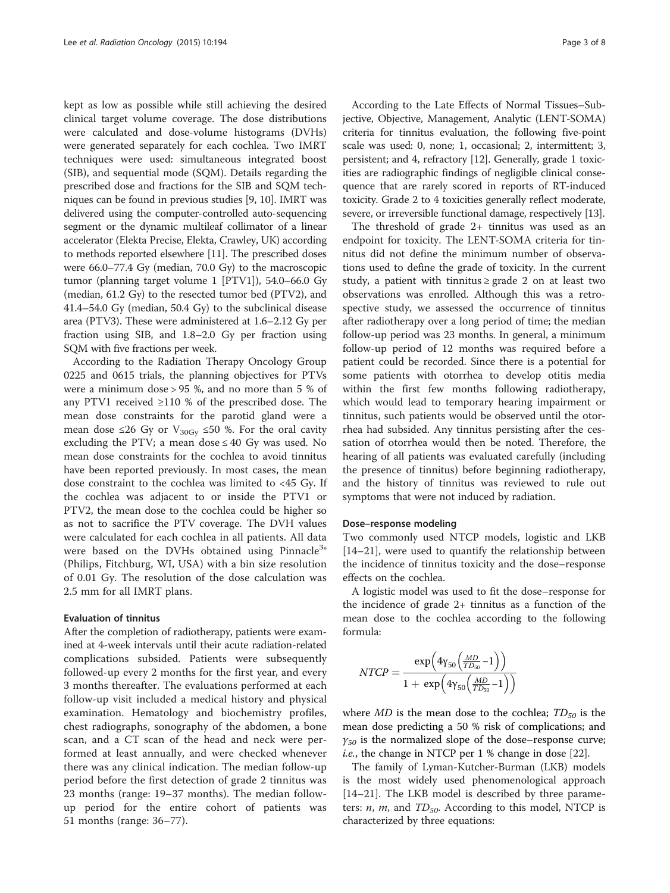kept as low as possible while still achieving the desired clinical target volume coverage. The dose distributions were calculated and dose-volume histograms (DVHs) were generated separately for each cochlea. Two IMRT techniques were used: simultaneous integrated boost (SIB), and sequential mode (SQM). Details regarding the prescribed dose and fractions for the SIB and SQM techniques can be found in previous studies [9, 10]. IMRT was delivered using the computer-controlled auto-sequencing segment or the dynamic multileaf collimator of a linear accelerator (Elekta Precise, Elekta, Crawley, UK) according to methods reported elsewhere [11]. The prescribed doses were 66.0–77.4 Gy (median, 70.0 Gy) to the macroscopic tumor (planning target volume 1 [PTV1]), 54.0–66.0 Gy (median, 61.2 Gy) to the resected tumor bed (PTV2), and 41.4–54.0 Gy (median, 50.4 Gy) to the subclinical disease area (PTV3). These were administered at 1.6–2.12 Gy per fraction using SIB, and 1.8–2.0 Gy per fraction using SQM with five fractions per week.

According to the Radiation Therapy Oncology Group 0225 and 0615 trials, the planning objectives for PTVs were a minimum dose > 95 %, and no more than 5 % of any PTV1 received ≥110 % of the prescribed dose. The mean dose constraints for the parotid gland were a mean dose ≤26 Gy or $V_{30Gy}$ ≤50 %. For the oral cavity excluding the PTV; a mean dose ≤ 40 Gy was used. No mean dose constraints for the cochlea to avoid tinnitus have been reported previously. In most cases, the mean dose constraint to the cochlea was limited to <45 Gy. If the cochlea was adjacent to or inside the PTV1 or PTV2, the mean dose to the cochlea could be higher so as not to sacrifice the PTV coverage. The DVH values were calculated for each cochlea in all patients. All data were based on the DVHs obtained using Pinnacle[3®] (Philips, Fitchburg, WI, USA) with a bin size resolution of 0.01 Gy. The resolution of the dose calculation was 2.5 mm for all IMRT plans.

### Evaluation of tinnitus

After the completion of radiotherapy, patients were examined at 4-week intervals until their acute radiation-related complications subsided. Patients were subsequently followed-up every 2 months for the first year, and every 3 months thereafter. The evaluations performed at each follow-up visit included a medical history and physical examination. Hematology and biochemistry profiles, chest radiographs, sonography of the abdomen, a bone scan, and a CT scan of the head and neck were performed at least annually, and were checked whenever there was any clinical indication. The median follow-up period before the first detection of grade 2 tinnitus was 23 months (range: 19–37 months). The median follow-up period for the entire cohort of patients was 51 months (range: 36–77).

According to the Late Effects of Normal Tissues–Subjective, Objective, Management, Analytic (LENT-SOMA) criteria for tinnitus evaluation, the following five-point scale was used: 0, none; 1, occasional; 2, intermittent; 3, persistent; and 4, refractory [12]. Generally, grade 1 toxicities are radiographic findings of negligible clinical consequence that are rarely scored in reports of RT-induced toxicity. Grade 2 to 4 toxicities generally reflect moderate, severe, or irreversible functional damage, respectively [13].

The threshold of grade 2+ tinnitus was used as an endpoint for toxicity. The LENT-SOMA criteria for tinnitus did not define the minimum number of observations used to define the grade of toxicity. In the current study, a patient with tinnitus ≥ grade 2 on at least two observations was enrolled. Although this was a retrospective study, we assessed the occurrence of tinnitus after radiotherapy over a long period of time; the median follow-up period was 23 months. In general, a minimum follow-up period of 12 months was required before a patient could be recorded. Since there is a potential for some patients with otorrhea to develop otitis media within the first few months following radiotherapy, which would lead to temporary hearing impairment or tinnitus, such patients would be observed until the otorrhea had subsided. Any tinnitus persisting after the cessation of otorrhea would then be noted. Therefore, the hearing of all patients was evaluated carefully (including the presence of tinnitus) before beginning radiotherapy, and the history of tinnitus was reviewed to rule out symptoms that were not induced by radiation.

### Dose–response modeling

Two commonly used NTCP models, logistic and LKB [14–21], were used to quantify the relationship between the incidence of tinnitus toxicity and the dose–response effects on the cochlea.

A logistic model was used to fit the dose–response for the incidence of grade 2+ tinnitus as a function of the mean dose to the cochlea according to the following formula:

$$NTCP = \frac{\exp\left(4\gamma_{50}\left(\frac{MD}{TD_{50}}-1\right)\right)}{1+\exp\left(4\gamma_{50}\left(\frac{MD}{TD_{50}}-1\right)\right)}$$

where $MD$ is the mean dose to the cochlea; $TD_{50}$ is the mean dose predicting a 50 % risk of complications; and $\gamma_{50}$ is the normalized slope of the dose–response curve; *i.e.*, the change in NTCP per 1 % change in dose [22].

The family of Lyman-Kutcher-Burman (LKB) models is the most widely used phenomenological approach [14–21]. The LKB model is described by three parameters: $n$, $m$, and $TD_{50}$. According to this model, NTCP is characterized by three equations: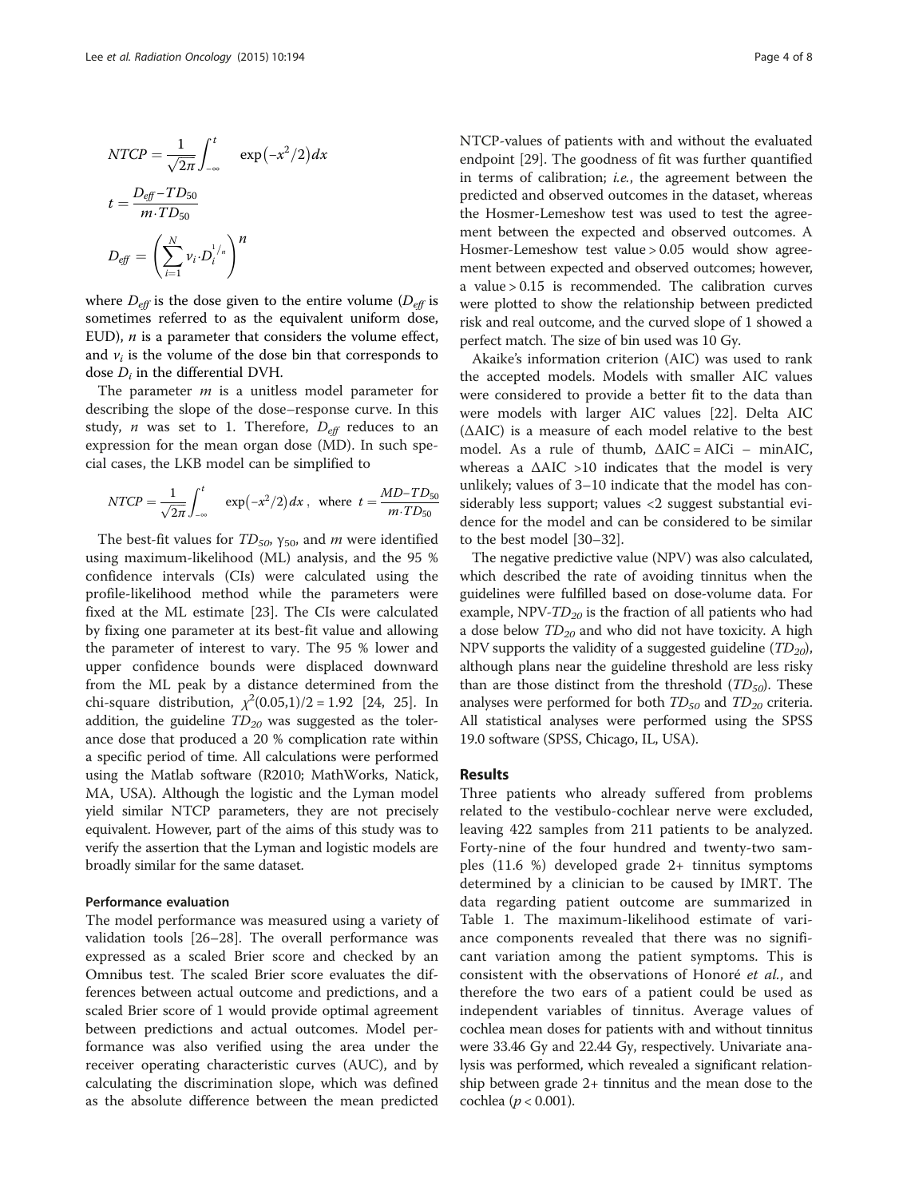$$NTCP = \frac{1}{\sqrt{2\pi}} \int_{-\infty}^{t} \exp\left(-x^2/2\right) dx$$

$$t = \frac{D_{eff} - TD_{50}}{m \cdot TD_{50}}$$

$$D_{eff} = \left( \sum_{i=1}^{N} v_i \cdot D_i^{1/n} \right)^n$$

where $D_{eff}$ is the dose given to the entire volume ($D_{eff}$ is sometimes referred to as the equivalent uniform dose, EUD), $n$ is a parameter that considers the volume effect, and $v_i$ is the volume of the dose bin that corresponds to dose $D_i$ in the differential DVH.

The parameter $m$ is a unitless model parameter for describing the slope of the dose–response curve. In this study, $n$ was set to 1. Therefore, $D_{eff}$ reduces to an expression for the mean organ dose (MD). In such special cases, the LKB model can be simplified to

$$NTCP = \frac{1}{\sqrt{2\pi}} \int_{-\infty}^{t} \exp\left(-x^2/2\right) dx, \text{ where } t = \frac{MD - TD_{50}}{m \cdot TD_{50}}$$

The best-fit values for $TD_{50}$, $\gamma_{50}$, and $m$ were identified using maximum-likelihood (ML) analysis, and the 95 % confidence intervals (CIs) were calculated using the profile-likelihood method while the parameters were fixed at the ML estimate [23]. The CIs were calculated by fixing one parameter at its best-fit value and allowing the parameter of interest to vary. The 95 % lower and upper confidence bounds were displaced downward from the ML peak by a distance determined from the chi-square distribution, $\chi^2(0.05,1)/2 = 1.92$ [24, 25]. In addition, the guideline $TD_{20}$ was suggested as the tolerance dose that produced a 20 % complication rate within a specific period of time. All calculations were performed using the Matlab software (R2010; MathWorks, Natick, MA, USA). Although the logistic and the Lyman model yield similar NTCP parameters, they are not precisely equivalent. However, part of the aims of this study was to verify the assertion that the Lyman and logistic models are broadly similar for the same dataset.

### Performance evaluation

The model performance was measured using a variety of validation tools [26–28]. The overall performance was expressed as a scaled Brier score and checked by an Omnibus test. The scaled Brier score evaluates the differences between actual outcome and predictions, and a scaled Brier score of 1 would provide optimal agreement between predictions and actual outcomes. Model performance was also verified using the area under the receiver operating characteristic curves (AUC), and by calculating the discrimination slope, which was defined as the absolute difference between the mean predicted NTCP-values of patients with and without the evaluated endpoint [29]. The goodness of fit was further quantified in terms of calibration; *i.e.*, the agreement between the predicted and observed outcomes in the dataset, whereas the Hosmer-Lemeshow test was used to test the agreement between the expected and observed outcomes. A Hosmer-Lemeshow test value > 0.05 would show agreement between expected and observed outcomes; however, a value > 0.15 is recommended. The calibration curves were plotted to show the relationship between predicted risk and real outcome, and the curved slope of 1 showed a perfect match. The size of bin used was 10 Gy.

Akaike's information criterion (AIC) was used to rank the accepted models. Models with smaller AIC values were considered to provide a better fit to the data than were models with larger AIC values [22]. Delta AIC (ΔAIC) is a measure of each model relative to the best model. As a rule of thumb, ΔAIC = AICi – minAIC, whereas a ΔAIC >10 indicates that the model is very unlikely; values of 3–10 indicate that the model has considerably less support; values <2 suggest substantial evidence for the model and can be considered to be similar to the best model [30–32].

The negative predictive value (NPV) was also calculated, which described the rate of avoiding tinnitus when the guidelines were fulfilled based on dose-volume data. For example, NPV-$TD_{20}$ is the fraction of all patients who had a dose below $TD_{20}$ and who did not have toxicity. A high NPV supports the validity of a suggested guideline ($TD_{20}$), although plans near the guideline threshold are less risky than are those distinct from the threshold ($TD_{50}$). These analyses were performed for both $TD_{50}$ and $TD_{20}$ criteria. All statistical analyses were performed using the SPSS 19.0 software (SPSS, Chicago, IL, USA).

## Results

Three patients who already suffered from problems related to the vestibulo-cochlear nerve were excluded, leaving 422 samples from 211 patients to be analyzed. Forty-nine of the four hundred and twenty-two samples (11.6 %) developed grade 2+ tinnitus symptoms determined by a clinician to be caused by IMRT. The data regarding patient outcome are summarized in Table 1. The maximum-likelihood estimate of variance components revealed that there was no significant variation among the patient symptoms. This is consistent with the observations of Honoré *et al.*, and therefore the two ears of a patient could be used as independent variables of tinnitus. Average values of cochlea mean doses for patients with and without tinnitus were 33.46 Gy and 22.44 Gy, respectively. Univariate analysis was performed, which revealed a significant relationship between grade 2+ tinnitus and the mean dose to the cochlea ($p < 0.001$).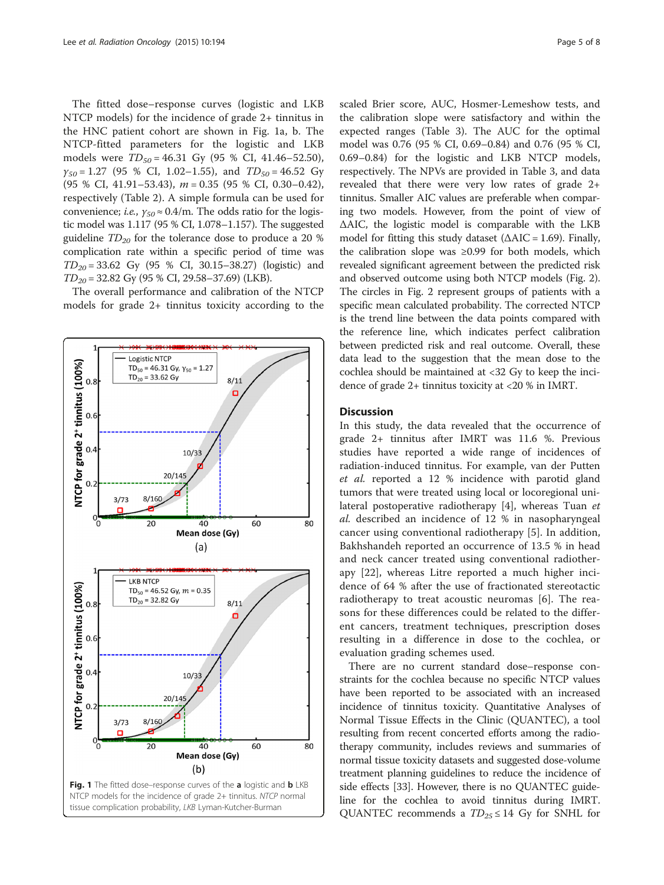The fitted dose–response curves (logistic and LKB NTCP models) for the incidence of grade 2+ tinnitus in the HNC patient cohort are shown in Fig. 1a, b. The NTCP-fitted parameters for the logistic and LKB models were $TD_{50}$ = 46.31 Gy (95 % CI, 41.46–52.50), $\gamma_{50}$ = 1.27 (95 % CI, 1.02–1.55), and $TD_{50}$ = 46.52 Gy (95 % CI, 41.91–53.43), $m$ = 0.35 (95 % CI, 0.30–0.42), respectively (Table 2). A simple formula can be used for convenience; *i.e.*, $\gamma_{50} \approx 0.4/\mathrm{m}$. The odds ratio for the logistic model was 1.117 (95 % CI, 1.078–1.157). The suggested guideline $TD_{20}$ for the tolerance dose to produce a 20 % complication rate within a specific period of time was $TD_{20}$ = 33.62 Gy (95 % CI, 30.15–38.27) (logistic) and $TD_{20}$ = 32.82 Gy (95 % CI, 29.58–37.69) (LKB).

The overall performance and calibration of the NTCP models for grade 2+ tinnitus toxicity according to the scaled Brier score, AUC, Hosmer-Lemeshow tests, and the calibration slope were satisfactory and within the expected ranges (Table 3). The AUC for the optimal model was 0.76 (95 % CI, 0.69–0.84) and 0.76 (95 % CI, 0.69–0.84) for the logistic and LKB NTCP models, respectively. The NPVs are provided in Table 3, and data revealed that there were very low rates of grade 2+ tinnitus. Smaller AIC values are preferable when comparing two models. However, from the point of view of ΔAIC, the logistic model is comparable with the LKB model for fitting this study dataset (ΔAIC = 1.69). Finally, the calibration slope was ≥0.99 for both models, which revealed significant agreement between the predicted risk and observed outcome using both NTCP models (Fig. 2). The circles in Fig. 2 represent groups of patients with a specific mean calculated probability. The corrected NTCP is the trend line between the data points compared with the reference line, which indicates perfect calibration between predicted risk and real outcome. Overall, these data lead to the suggestion that the mean dose to the cochlea should be maintained at <32 Gy to keep the incidence of grade 2+ tinnitus toxicity at <20 % in IMRT.

**Fig. 1** The fitted dose–response curves of the **a** logistic and **b** LKB NTCP models for the incidence of grade 2+ tinnitus. *NTCP* normal tissue complication probability, *LKB* Lyman-Kutcher-Burman

## Discussion

In this study, the data revealed that the occurrence of grade 2+ tinnitus after IMRT was 11.6 %. Previous studies have reported a wide range of incidences of radiation-induced tinnitus. For example, van der Putten *et al.* reported a 12 % incidence with parotid gland tumors that were treated using local or locoregional unilateral postoperative radiotherapy [4], whereas Tuan *et al.* described an incidence of 12 % in nasopharyngeal cancer using conventional radiotherapy [5]. In addition, Bakhshandeh reported an occurrence of 13.5 % in head and neck cancer treated using conventional radiotherapy [22], whereas Litre reported a much higher incidence of 64 % after the use of fractionated stereotactic radiotherapy to treat acoustic neuromas [6]. The reasons for these differences could be related to the different cancers, treatment techniques, prescription doses resulting in a difference in dose to the cochlea, or evaluation grading schemes used.

There are no current standard dose–response constraints for the cochlea because no specific NTCP values have been reported to be associated with an increased incidence of tinnitus toxicity. Quantitative Analyses of Normal Tissue Effects in the Clinic (QUANTEC), a tool resulting from recent concerted efforts among the radiotherapy community, includes reviews and summaries of normal tissue toxicity datasets and suggested dose-volume treatment planning guidelines to reduce the incidence of side effects [33]. However, there is no QUANTEC guideline for the cochlea to avoid tinnitus during IMRT. QUANTEC recommends a $TD_{25} \leq 14$ Gy for SNHL for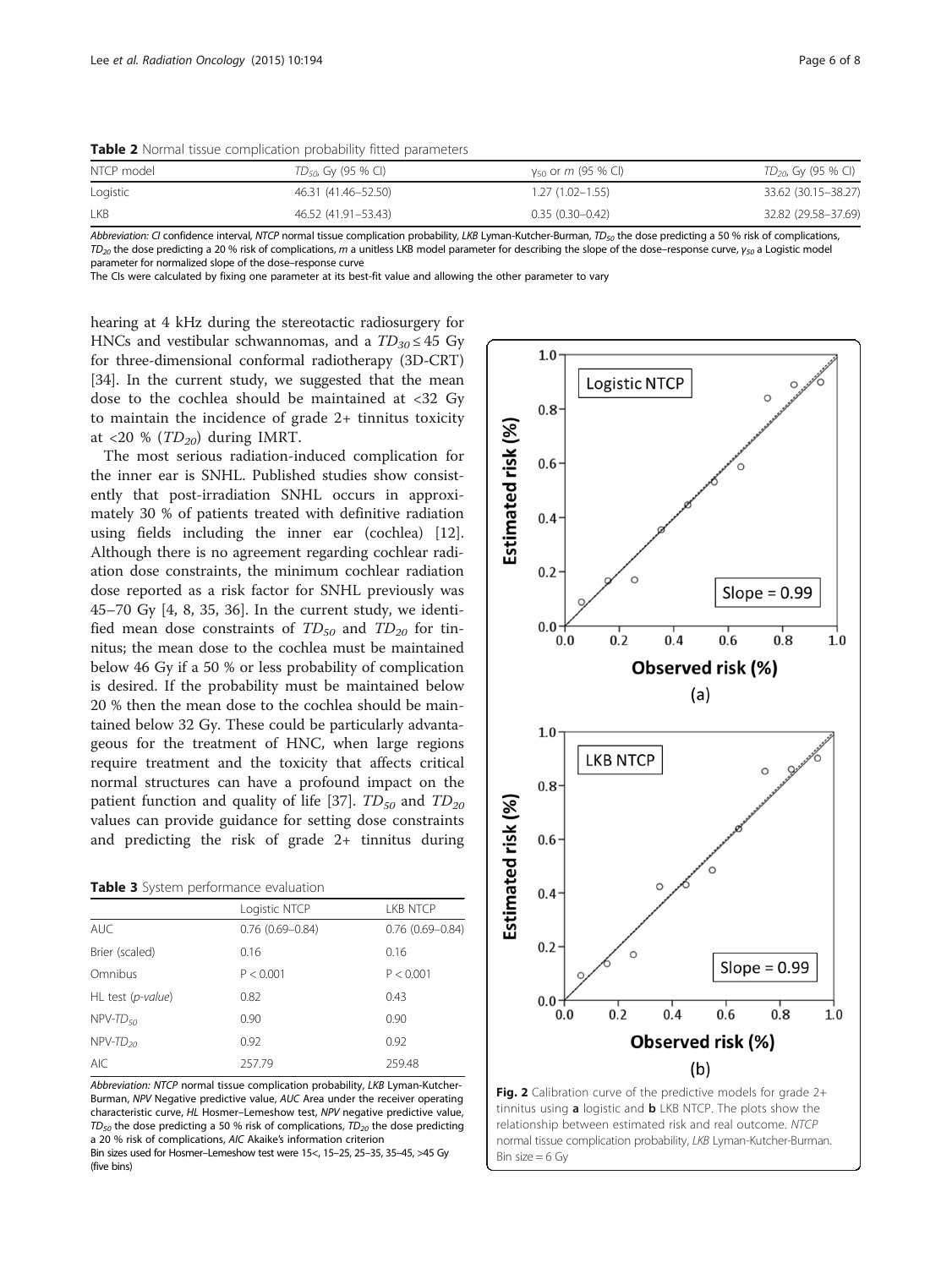**Table 2** Normal tissue complication probability fitted parameters

| NTCP model | $TD_{50}$, Gy (95 % CI) | $\gamma_{50}$ or $m$ (95 % CI) | $TD_{20}$, Gy (95 % CI) |
|---|---|---|---|
| Logistic | 46.31 (41.46–52.50) | 1.27 (1.02–1.55) | 33.62 (30.15–38.27) |
| LKB | 46.52 (41.91–53.43) | 0.35 (0.30–0.42) | 32.82 (29.58–37.69) |

*Abbreviation: CI* confidence interval, *NTCP* normal tissue complication probability, *LKB* Lyman-Kutcher-Burman, $TD_{50}$ the dose predicting a 50 % risk of complications, $TD_{20}$ the dose predicting a 20 % risk of complications, $m$ a unitless LKB model parameter for describing the slope of the dose–response curve, $\gamma_{50}$ a Logistic model parameter for normalized slope of the dose–response curve

The CIs were calculated by fixing one parameter at its best-fit value and allowing the other parameter to vary

hearing at 4 kHz during the stereotactic radiosurgery for HNCs and vestibular schwannomas, and a $TD_{30} \leq 45$ Gy for three-dimensional conformal radiotherapy (3D-CRT) [34]. In the current study, we suggested that the mean dose to the cochlea should be maintained at <32 Gy to maintain the incidence of grade 2+ tinnitus toxicity at <20 % ($TD_{20}$) during IMRT.

The most serious radiation-induced complication for the inner ear is SNHL. Published studies show consistently that post-irradiation SNHL occurs in approximately 30 % of patients treated with definitive radiation using fields including the inner ear (cochlea) [12]. Although there is no agreement regarding cochlear radiation dose constraints, the minimum cochlear radiation dose reported as a risk factor for SNHL previously was 45–70 Gy [4, 8, 35, 36]. In the current study, we identified mean dose constraints of $TD_{50}$ and $TD_{20}$ for tinnitus; the mean dose to the cochlea must be maintained below 46 Gy if a 50 % or less probability of complication is desired. If the probability must be maintained below 20 % then the mean dose to the cochlea should be maintained below 32 Gy. These could be particularly advantageous for the treatment of HNC, when large regions require treatment and the toxicity that affects critical normal structures can have a profound impact on the patient function and quality of life [37]. $TD_{50}$ and $TD_{20}$ values can provide guidance for setting dose constraints and predicting the risk of grade 2+ tinnitus during

**Table 3** System performance evaluation

| | Logistic NTCP | LKB NTCP |
|---|---|---|
| AUC | 0.76 (0.69–0.84) | 0.76 (0.69–0.84) |
| Brier (scaled) | 0.16 | 0.16 |
| Omnibus | P < 0.001 | P < 0.001 |
| HL test (*p-value*) | 0.82 | 0.43 |
| NPV-$TD_{50}$ | 0.90 | 0.90 |
| NPV-$TD_{20}$ | 0.92 | 0.92 |
| AIC | 257.79 | 259.48 |

*Abbreviation: NTCP* normal tissue complication probability, *LKB* Lyman-Kutcher-Burman, *NPV* Negative predictive value, *AUC* Area under the receiver operating characteristic curve, *HL* Hosmer–Lemeshow test, *NPV* negative predictive value, $TD_{50}$ the dose predicting a 50 % risk of complications, $TD_{20}$ the dose predicting a 20 % risk of complications, *AIC* Akaike's information criterion

Bin sizes used for Hosmer–Lemeshow test were 15<, 15–25, 25–35, 35–45, >45 Gy (five bins)

**Fig. 2** Calibration curve of the predictive models for grade 2+ tinnitus using **a** logistic and **b** LKB NTCP. The plots show the relationship between estimated risk and real outcome. *NTCP* normal tissue complication probability, *LKB* Lyman-Kutcher-Burman. Bin size = 6 Gy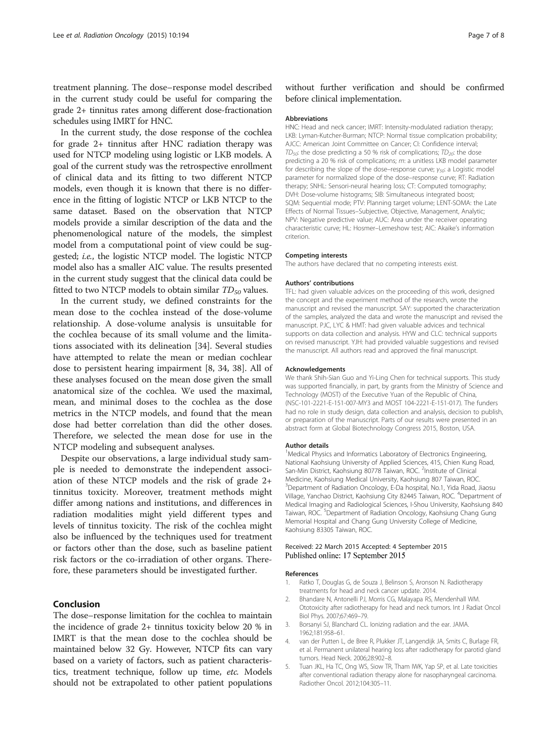treatment planning. The dose–response model described in the current study could be useful for comparing the grade 2+ tinnitus rates among different dose-fractionation schedules using IMRT for HNC.

In the current study, the dose response of the cochlea for grade 2+ tinnitus after HNC radiation therapy was used for NTCP modeling using logistic or LKB models. A goal of the current study was the retrospective enrollment of clinical data and its fitting to two different NTCP models, even though it is known that there is no difference in the fitting of logistic NTCP or LKB NTCP to the same dataset. Based on the observation that NTCP models provide a similar description of the data and the phenomenological nature of the models, the simplest model from a computational point of view could be suggested; *i.e.*, the logistic NTCP model. The logistic NTCP model also has a smaller AIC value. The results presented in the current study suggest that the clinical data could be fitted to two NTCP models to obtain similar $TD_{50}$ values.

In the current study, we defined constraints for the mean dose to the cochlea instead of the dose-volume relationship. A dose-volume analysis is unsuitable for the cochlea because of its small volume and the limitations associated with its delineation [34]. Several studies have attempted to relate the mean or median cochlear dose to persistent hearing impairment [8, 34, 38]. All of these analyses focused on the mean dose given the small anatomical size of the cochlea. We used the maximal, mean, and minimal doses to the cochlea as the dose metrics in the NTCP models, and found that the mean dose had better correlation than did the other doses. Therefore, we selected the mean dose for use in the NTCP modeling and subsequent analyses.

Despite our observations, a large individual study sample is needed to demonstrate the independent association of these NTCP models and the risk of grade 2+ tinnitus toxicity. Moreover, treatment methods might differ among nations and institutions, and differences in radiation modalities might yield different types and levels of tinnitus toxicity. The risk of the cochlea might also be influenced by the techniques used for treatment or factors other than the dose, such as baseline patient risk factors or the co-irradiation of other organs. Therefore, these parameters should be investigated further.

## Conclusion

The dose–response limitation for the cochlea to maintain the incidence of grade 2+ tinnitus toxicity below 20 % in IMRT is that the mean dose to the cochlea should be maintained below 32 Gy. However, NTCP fits can vary based on a variety of factors, such as patient characteristics, treatment technique, follow up time, *etc.* Models should not be extrapolated to other patient populations without further verification and should be confirmed before clinical implementation.

#### Abbreviations

HNC: Head and neck cancer; IMRT: Intensity-modulated radiation therapy; LKB: Lyman-Kutcher-Burman; NTCP: Normal tissue complication probability; AJCC: American Joint Committee on Cancer; CI: Confidence interval; $TD_{50}$: the dose predicting a 50 % risk of complications; $TD_{20}$: the dose predicting a 20 % risk of complications; *m*: a unitless LKB model parameter for describing the slope of the dose–response curve; $\gamma_{50}$: a Logistic model parameter for normalized slope of the dose–response curve; RT: Radiation therapy; SNHL: Sensori-neural hearing loss; CT: Computed tomography; DVH: Dose-volume histograms; SIB: Simultaneous integrated boost; SQM: Sequential mode; PTV: Planning target volume; LENT-SOMA: the Late Effects of Normal Tissues–Subjective, Objective, Management, Analytic; NPV: Negative predictive value; AUC: Area under the receiver operating characteristic curve; HL: Hosmer–Lemeshow test; AIC: Akaike's information criterion.

#### Competing interests

The authors have declared that no competing interests exist.

#### Authors' contributions

TFL: had given valuable advices on the proceeding of this work, designed the concept and the experiment method of the research, wrote the manuscript and revised the manuscript. SAY: supported the characterization of the samples, analyzed the data and wrote the manuscript and revised the manuscript. PJC, LYC & HMT: had given valuable advices and technical supports on data collection and analysis. HYW and CLC: technical supports on revised manuscript. YJH: had provided valuable suggestions and revised the manuscript. All authors read and approved the final manuscript.

#### Acknowledgements

We thank Shih-Sian Guo and Yi-Ling Chen for technical supports. This study was supported financially, in part, by grants from the Ministry of Science and Technology (MOST) of the Executive Yuan of the Republic of China, (NSC-101-2221-E-151-007-MY3 and MOST 104-2221-E-151-017). The funders had no role in study design, data collection and analysis, decision to publish, or preparation of the manuscript. Parts of our results were presented in an abstract form at Global Biotechnology Congress 2015, Boston, USA.

#### Author details

[1]Medical Physics and Informatics Laboratory of Electronics Engineering, National Kaohsiung University of Applied Sciences, 415, Chien Kung Road, San-Min District, Kaohsiung 80778 Taiwan, ROC. [2]Institute of Clinical Medicine, Kaohsiung Medical University, Kaohsiung 807 Taiwan, ROC. [3]Department of Radiation Oncology, E-Da hospital, No.1, Yida Road, Jiaosu Village, Yanchao District, Kaohsiung City 82445 Taiwan, ROC. [4]Department of Medical Imaging and Radiological Sciences, I-Shou University, Kaohsiung 840 Taiwan, ROC. [5]Department of Radiation Oncology, Kaohsiung Chang Gung Memorial Hospital and Chang Gung University College of Medicine, Kaohsiung 83305 Taiwan, ROC.

Received: 22 March 2015 Accepted: 4 September 2015
Published online: 17 September 2015

#### References

1. Ratko T, Douglas G, de Souza J, Belinson S, Aronson N. Radiotherapy treatments for head and neck cancer update. 2014.
2. Bhandare N, Antonelli PJ, Morris CG, Malayapa RS, Mendenhall WM. Ototoxicity after radiotherapy for head and neck tumors. Int J Radiat Oncol Biol Phys. 2007;67:469–79.
3. Borsanyi SJ, Blanchard CL. Ionizing radiation and the ear. JAMA. 1962;181:958–61.
4. van der Putten L, de Bree R, Plukker JT, Langendijk JA, Smits C, Burlage FR, et al. Permanent unilateral hearing loss after radiotherapy for parotid gland tumors. Head Neck. 2006;28:902–8.
5. Tuan JKL, Ha TC, Ong WS, Siow TR, Tham IWK, Yap SP, et al. Late toxicities after conventional radiation therapy alone for nasopharyngeal carcinoma. Radiother Oncol. 2012;104:305–11.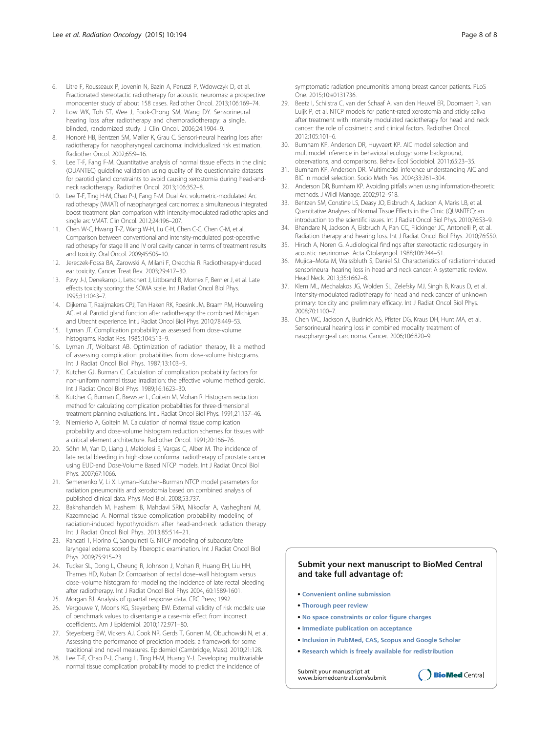6. Litre F, Rousseaux P, Jovenin N, Bazin A, Peruzzi P, Wdowczyk D, et al. Fractionated stereotactic radiotherapy for acoustic neuromas: a prospective monocenter study of about 158 cases. Radiother Oncol. 2013;106:169–74.
7. Low WK, Toh ST, Wee J, Fook-Chong SM, Wang DY. Sensorineural hearing loss after radiotherapy and chemoradiotherapy: a single, blinded, randomized study. J Clin Oncol. 2006;24:1904–9.
8. Honoré HB, Bentzen SM, Møller K, Grau C. Sensori-neural hearing loss after radiotherapy for nasopharyngeal carcinoma: individualized risk estimation. Radiother Oncol. 2002;65:9–16.
9. Lee T-F, Fang F-M. Quantitative analysis of normal tissue effects in the clinic (QUANTEC) guideline validation using quality of life questionnaire datasets for parotid gland constraints to avoid causing xerostomia during head-and-neck radiotherapy. Radiother Oncol. 2013;106:352–8.
10. Lee T-F, Ting H-M, Chao P-J, Fang F-M. Dual Arc volumetric-modulated Arc radiotherapy (VMAT) of nasopharyngeal carcinomas: a simultaneous integrated boost treatment plan comparison with intensity-modulated radiotherapies and single arc VMAT. Clin Oncol. 2012;24:196–207.
11. Chen W-C, Hwang T-Z, Wang W-H, Lu C-H, Chen C-C, Chen C-M, et al. Comparison between conventional and intensity-modulated post-operative radiotherapy for stage III and IV oral cavity cancer in terms of treatment results and toxicity. Oral Oncol. 2009;45:505–10.
12. Jereczek-Fossa BA, Zarowski A, Milani F, Orecchia R. Radiotherapy-induced ear toxicity. Cancer Treat Rev. 2003;29:417–30.
13. Pavy J-J, Denekamp J, Letschert J, Littbrand B, Mornex F, Bernier J, et al. Late effects toxicity scoring: the SOMA scale. Int J Radiat Oncol Biol Phys. 1995;31:1043–7.
14. Dijkema T, Raaijmakers CPJ, Ten Haken RK, Roesink JM, Braam PM, Houweling AC, et al. Parotid gland function after radiotherapy: the combined Michigan and Utrecht experience. Int J Radiat Oncol Biol Phys. 2010;78:449–53.
15. Lyman JT. Complication probability as assessed from dose-volume histograms. Radiat Res. 1985;104:S13–9.
16. Lyman JT, Wolbarst AB. Optimization of radiation therapy, III: a method of assessing complication probabilities from dose-volume histograms. Int J Radiat Oncol Biol Phys. 1987;13:103–9.
17. Kutcher GJ, Burman C. Calculation of complication probability factors for non-uniform normal tissue irradiation: the effective volume method gerald. Int J Radiat Oncol Biol Phys. 1989;16:1623–30.
18. Kutcher G, Burman C, Brewster L, Goitein M, Mohan R. Histogram reduction method for calculating complication probabilities for three-dimensional treatment planning evaluations. Int J Radiat Oncol Biol Phys. 1991;21:137–46.
19. Niemierko A, Goitein M. Calculation of normal tissue complication probability and dose-volume histogram reduction schemes for tissues with a critical element architecture. Radiother Oncol. 1991;20:166–76.
20. Söhn M, Yan D, Liang J, Meldolesi E, Vargas C, Alber M. The incidence of late rectal bleeding in high-dose conformal radiotherapy of prostate cancer using EUD-and Dose-Volume Based NTCP models. Int J Radiat Oncol Biol Phys. 2007;67:1066.
21. Semenenko V, Li X. Lyman–Kutcher–Burman NTCP model parameters for radiation pneumonitis and xerostomia based on combined analysis of published clinical data. Phys Med Biol. 2008;53:737.
22. Bakhshandeh M, Hashemi B, Mahdavi SRM, Nikoofar A, Vasheghani M, Kazemnejad A. Normal tissue complication probability modeling of radiation-induced hypothyroidism after head-and-neck radiation therapy. Int J Radiat Oncol Biol Phys. 2013;85:514–21.
23. Rancati T, Fiorino C, Sanguineti G. NTCP modeling of subacute/late laryngeal edema scored by fiberoptic examination. Int J Radiat Oncol Biol Phys. 2009;75:915–23.
24. Tucker SL, Dong L, Cheung R, Johnson J, Mohan R, Huang EH, Liu HH, Thames HD, Kuban D: Comparison of rectal dose–wall histogram versus dose–volume histogram for modeling the incidence of late rectal bleeding after radiotherapy. Int J Radiat Oncol Biol Phys 2004, 60:1589-1601.
25. Morgan BJ. Analysis of quantal response data. CRC Press; 1992.
26. Vergouwe Y, Moons KG, Steyerberg EW. External validity of risk models: use of benchmark values to disentangle a case-mix effect from incorrect coefficients. Am J Epidemiol. 2010;172:971–80.
27. Steyerberg EW, Vickers AJ, Cook NR, Gerds T, Gonen M, Obuchowski N, et al. Assessing the performance of prediction models: a framework for some traditional and novel measures. Epidemiol (Cambridge, Mass). 2010;21:128.
28. Lee T-F, Chao P-J, Chang L, Ting H-M, Huang Y-J. Developing multivariable normal tissue complication probability model to predict the incidence of symptomatic radiation pneumonitis among breast cancer patients. PLoS One. 2015;10:e0131736.
29. Beetz I, Schilstra C, van der Schaaf A, van den Heuvel ER, Doornaert P, van Luijk P, et al. NTCP models for patient-rated xerostomia and sticky saliva after treatment with intensity modulated radiotherapy for head and neck cancer: the role of dosimetric and clinical factors. Radiother Oncol. 2012;105:101–6.
30. Burnham KP, Anderson DR, Huyvaert KP. AIC model selection and multimodel inference in behavioral ecology: some background, observations, and comparisons. Behav Ecol Sociobiol. 2011;65:23–35.
31. Burnham KP, Anderson DR. Multimodel inference understanding AIC and BIC in model selection. Socio Meth Res. 2004;33:261–304.
32. Anderson DR, Burnham KP. Avoiding pitfalls when using information-theoretic methods. J Wildl Manage. 2002;912–918.
33. Bentzen SM, Constine LS, Deasy JO, Eisbruch A, Jackson A, Marks LB, et al. Quantitative Analyses of Normal Tissue Effects in the Clinic (QUANTEC): an introduction to the scientific issues. Int J Radiat Oncol Biol Phys. 2010;76:S3–9.
34. Bhandare N, Jackson A, Eisbruch A, Pan CC, Flickinger JC, Antonelli P, et al. Radiation therapy and hearing loss. Int J Radiat Oncol Biol Phys. 2010;76:S50.
35. Hirsch A, Noren G. Audiological findings after stereotactic radiosurgery in acoustic neurinomas. Acta Otolaryngol. 1988;106:244–51.
36. Mujica–Mota M, Waissbluth S, Daniel SJ. Characteristics of radiation-induced sensorineural hearing loss in head and neck cancer: A systematic review. Head Neck. 2013;35:1662–8.
37. Klem ML, Mechalakos JG, Wolden SL, Zelefsky MJ, Singh B, Kraus D, et al. Intensity-modulated radiotherapy for head and neck cancer of unknown primary: toxicity and preliminary efficacy. Int J Radiat Oncol Biol Phys. 2008;70:1100–7.
38. Chen WC, Jackson A, Budnick AS, Pfister DG, Kraus DH, Hunt MA, et al. Sensorineural hearing loss in combined modality treatment of nasopharyngeal carcinoma. Cancer. 2006;106:820–9.

**Submit your next manuscript to BioMed Central and take full advantage of:**

- **Convenient online submission**
- **Thorough peer review**
- **No space constraints or color figure charges**
- **Immediate publication on acceptance**
- **Inclusion in PubMed, CAS, Scopus and Google Scholar**
- **Research which is freely available for redistribution**

Submit your manuscript at www.biomedcentral.com/submit

BioMed Central